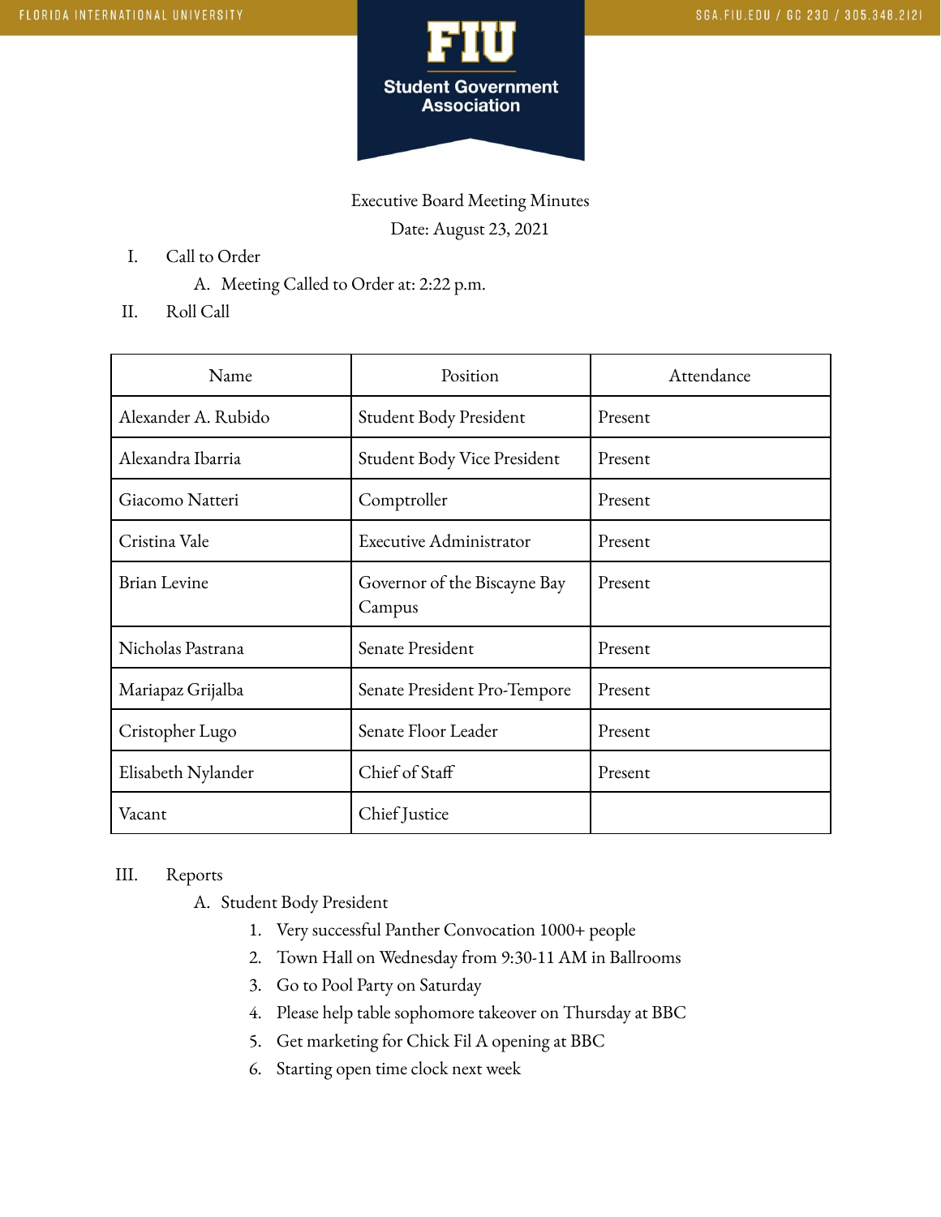# FIU Student Government Association

Executive Board Meeting Minutes

Date: August 23, 2021

I. Call to Order
   A. Meeting Called to Order at: 2:22 p.m.

II. Roll Call

| Name | Position | Attendance |
| --- | --- | --- |
| Alexander A. Rubido | Student Body President | Present |
| Alexandra Ibarria | Student Body Vice President | Present |
| Giacomo Natteri | Comptroller | Present |
| Cristina Vale | Executive Administrator | Present |
| Brian Levine | Governor of the Biscayne Bay Campus | Present |
| Nicholas Pastrana | Senate President | Present |
| Mariapaz Grijalba | Senate President Pro-Tempore | Present |
| Cristopher Lugo | Senate Floor Leader | Present |
| Elisabeth Nylander | Chief of Staff | Present |
| Vacant | Chief Justice | |

III. Reports
   A. Student Body President
      1. Very successful Panther Convocation 1000+ people
      2. Town Hall on Wednesday from 9:30-11 AM in Ballrooms
      3. Go to Pool Party on Saturday
      4. Please help table sophomore takeover on Thursday at BBC
      5. Get marketing for Chick Fil A opening at BBC
      6. Starting open time clock next week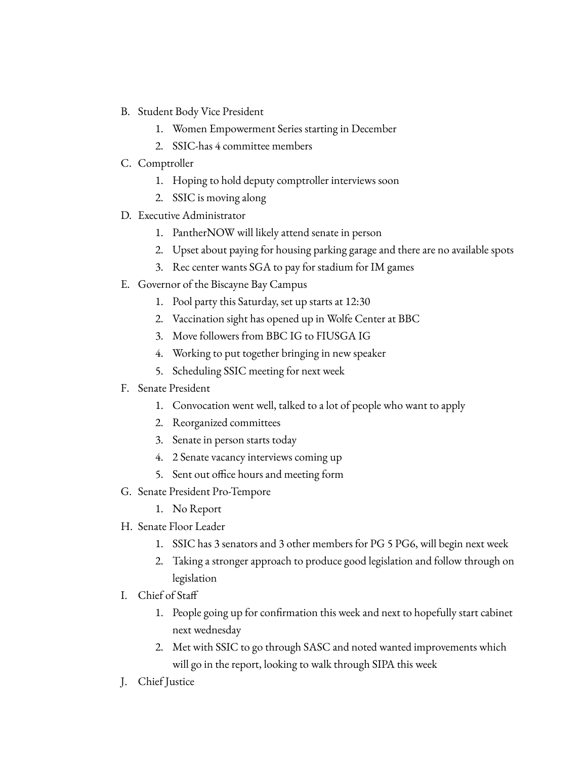B. Student Body Vice President
    1. Women Empowerment Series starting in December
    2. SSIC-has 4 committee members
C. Comptroller
    1. Hoping to hold deputy comptroller interviews soon
    2. SSIC is moving along
D. Executive Administrator
    1. PantherNOW will likely attend senate in person
    2. Upset about paying for housing parking garage and there are no available spots
    3. Rec center wants SGA to pay for stadium for IM games
E. Governor of the Biscayne Bay Campus
    1. Pool party this Saturday, set up starts at 12:30
    2. Vaccination sight has opened up in Wolfe Center at BBC
    3. Move followers from BBC IG to FIUSGA IG
    4. Working to put together bringing in new speaker
    5. Scheduling SSIC meeting for next week
F. Senate President
    1. Convocation went well, talked to a lot of people who want to apply
    2. Reorganized committees
    3. Senate in person starts today
    4. 2 Senate vacancy interviews coming up
    5. Sent out office hours and meeting form
G. Senate President Pro-Tempore
    1. No Report
H. Senate Floor Leader
    1. SSIC has 3 senators and 3 other members for PG 5 PG6, will begin next week
    2. Taking a stronger approach to produce good legislation and follow through on legislation
I. Chief of Staff
    1. People going up for confirmation this week and next to hopefully start cabinet next wednesday
    2. Met with SSIC to go through SASC and noted wanted improvements which will go in the report, looking to walk through SIPA this week
J. Chief Justice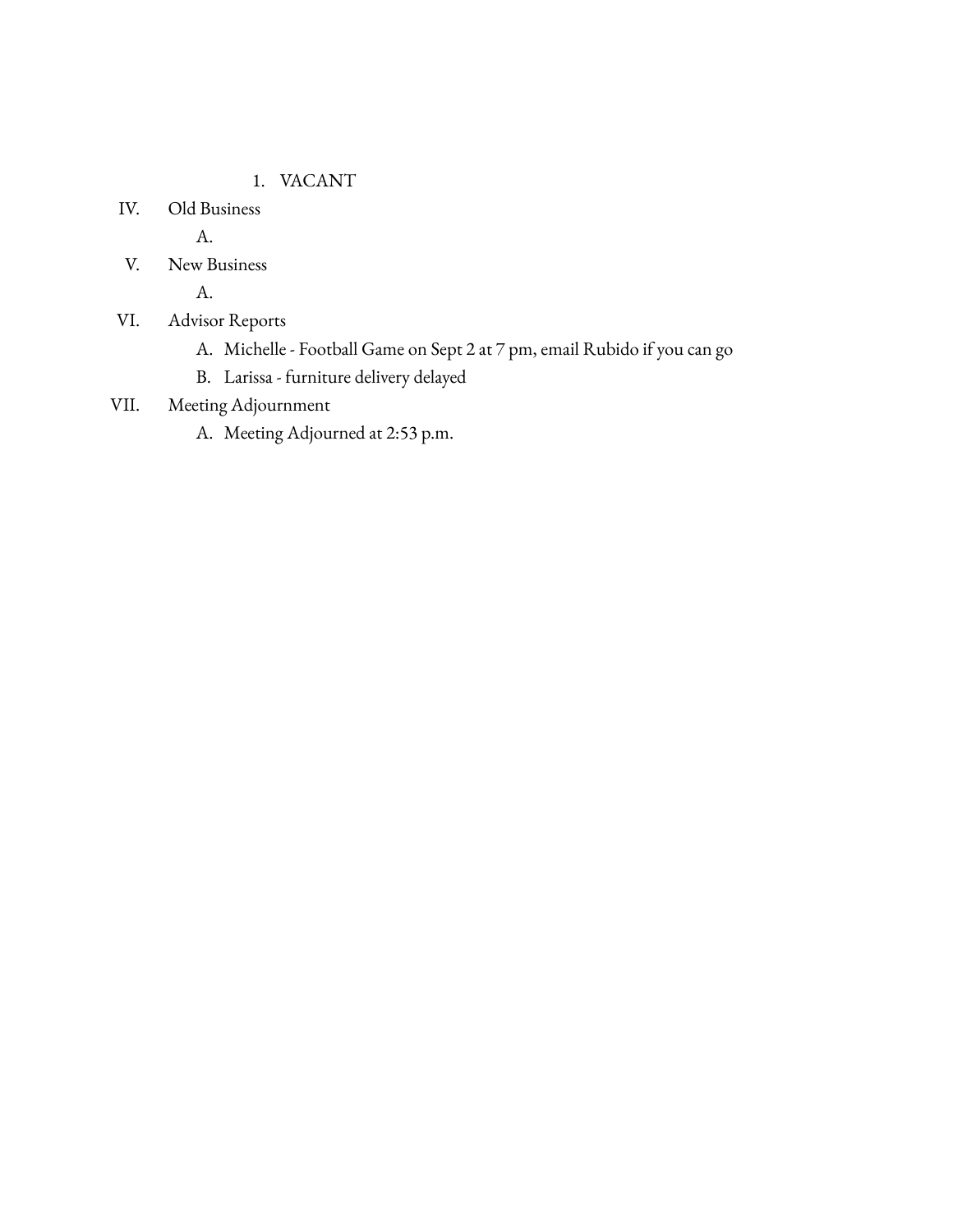1. VACANT

IV. Old Business
   A.

V. New Business
   A.

VI. Advisor Reports
   A. Michelle - Football Game on Sept 2 at 7 pm, email Rubido if you can go
   B. Larissa - furniture delivery delayed

VII. Meeting Adjournment
   A. Meeting Adjourned at 2:53 p.m.